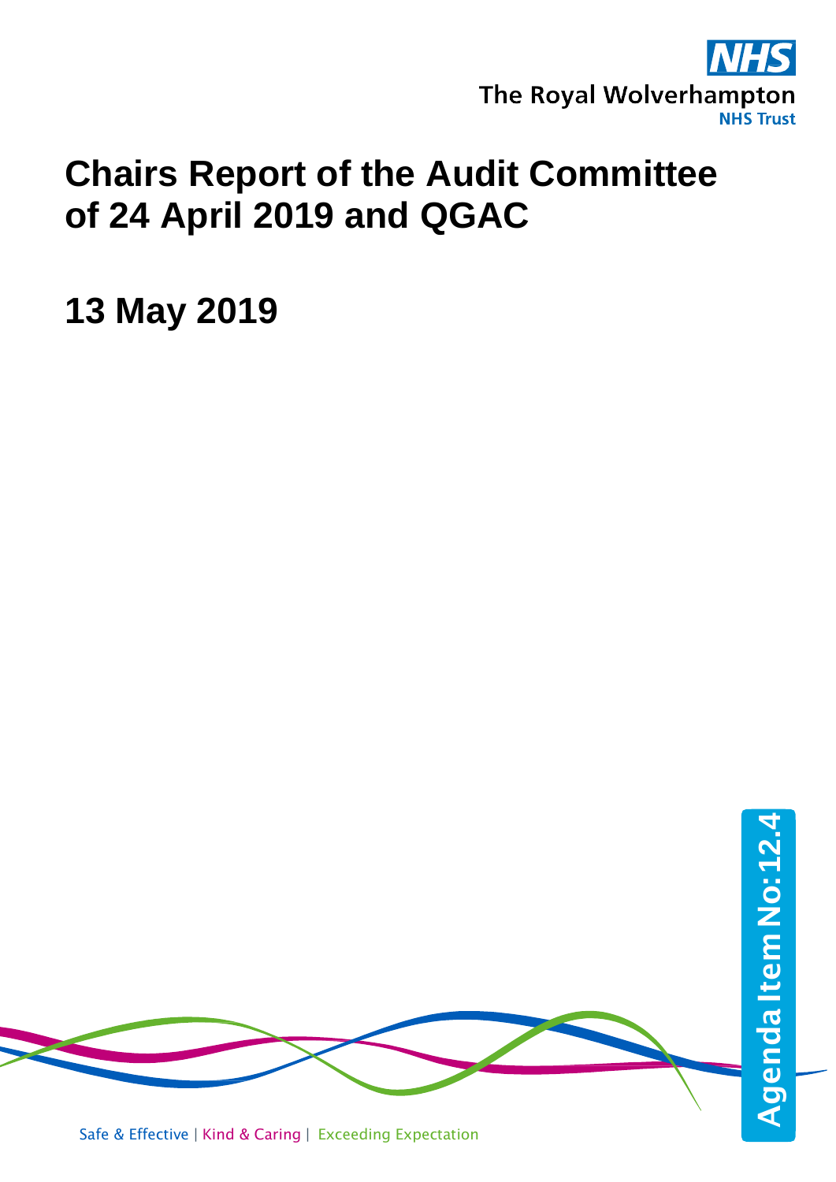The Royal Wolverhampton NHS Trust

# Chairs Report of the Audit Committee of 24 April 2019 and QGAC

# 13 May 2019

Agenda Item No: 12.4

Safe & Effective | Kind & Caring | Exceeding Expectation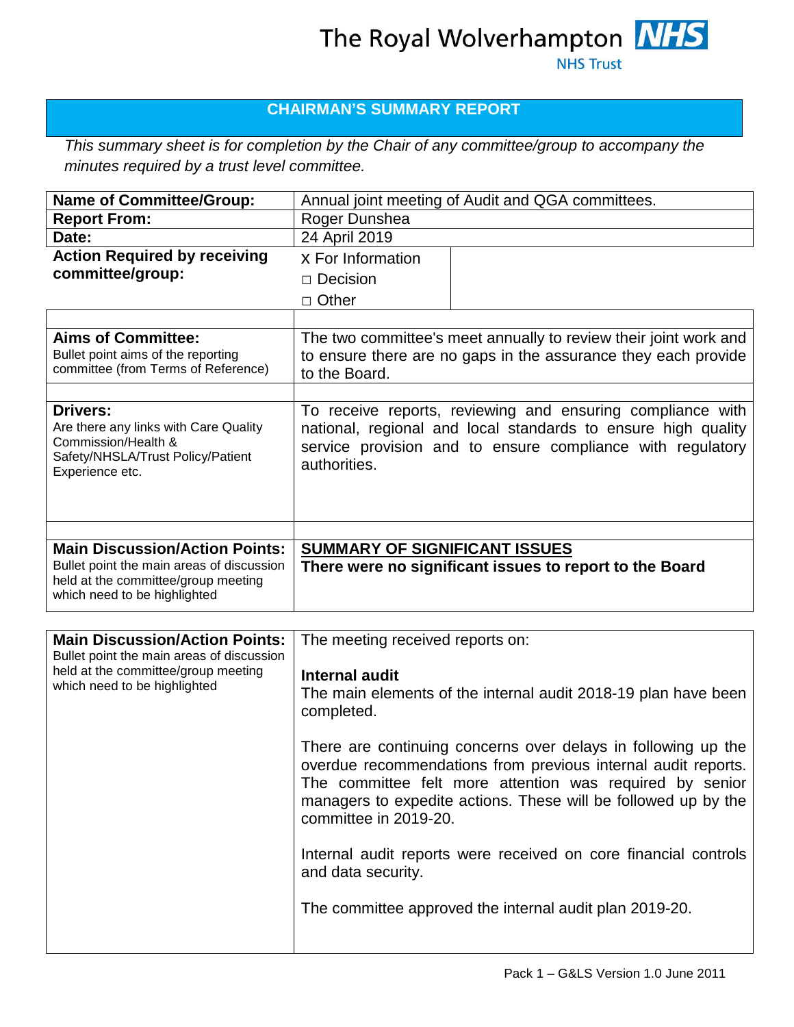The Royal Wolverhampton NHS Trust

## CHAIRMAN'S SUMMARY REPORT

*This summary sheet is for completion by the Chair of any committee/group to accompany the minutes required by a trust level committee.*

| | |
|---|---|
| **Name of Committee/Group:** | Annual joint meeting of Audit and QGA committees. |
| **Report From:** | Roger Dunshea |
| **Date:** | 24 April 2019 |
| **Action Required by receiving committee/group:** | x For Information<br>□ Decision<br>□ Other |
| | |
| **Aims of Committee:**<br>Bullet point aims of the reporting committee (from Terms of Reference) | The two committee's meet annually to review their joint work and to ensure there are no gaps in the assurance they each provide to the Board. |
| | |
| **Drivers:**<br>Are there any links with Care Quality Commission/Health & Safety/NHSLA/Trust Policy/Patient Experience etc. | To receive reports, reviewing and ensuring compliance with national, regional and local standards to ensure high quality service provision and to ensure compliance with regulatory authorities. |
| | |
| **Main Discussion/Action Points:**<br>Bullet point the main areas of discussion held at the committee/group meeting which need to be highlighted | **SUMMARY OF SIGNIFICANT ISSUES**<br>**There were no significant issues to report to the Board** |

| | |
|---|---|
| **Main Discussion/Action Points:**<br>Bullet point the main areas of discussion held at the committee/group meeting which need to be highlighted | The meeting received reports on:<br><br>**Internal audit**<br>The main elements of the internal audit 2018-19 plan have been completed.<br><br>There are continuing concerns over delays in following up the overdue recommendations from previous internal audit reports. The committee felt more attention was required by senior managers to expedite actions. These will be followed up by the committee in 2019-20.<br><br>Internal audit reports were received on core financial controls and data security.<br><br>The committee approved the internal audit plan 2019-20. |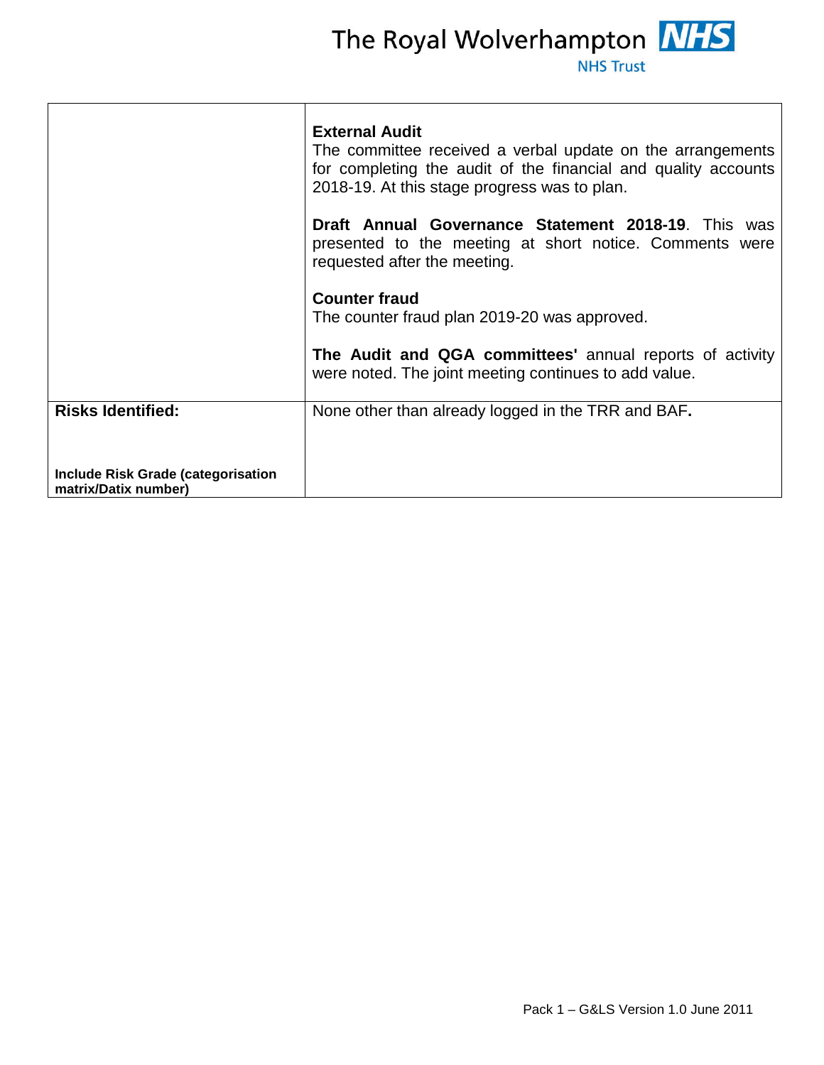| | |
|---|---|
| | **External Audit**<br>The committee received a verbal update on the arrangements for completing the audit of the financial and quality accounts 2018-19. At this stage progress was to plan.<br><br>**Draft Annual Governance Statement 2018-19**. This was presented to the meeting at short notice. Comments were requested after the meeting.<br><br>**Counter fraud**<br>The counter fraud plan 2019-20 was approved.<br><br>**The Audit and QGA committees'** annual reports of activity were noted. The joint meeting continues to add value. |
| **Risks Identified:**<br><br>**Include Risk Grade (categorisation matrix/Datix number)** | None other than already logged in the TRR and BAF**.** |